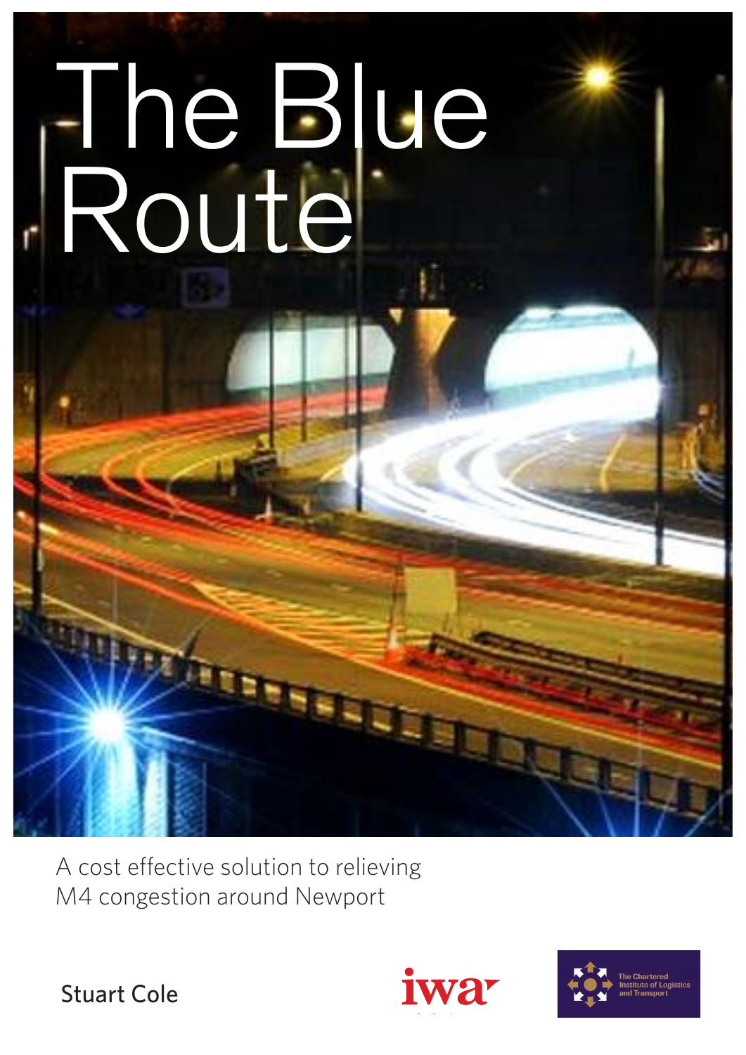# The Blue Route

A cost effective solution to relieving M4 congestion around Newport

Stuart Cole

iwa

The Chartered Institute of Logistics and Transport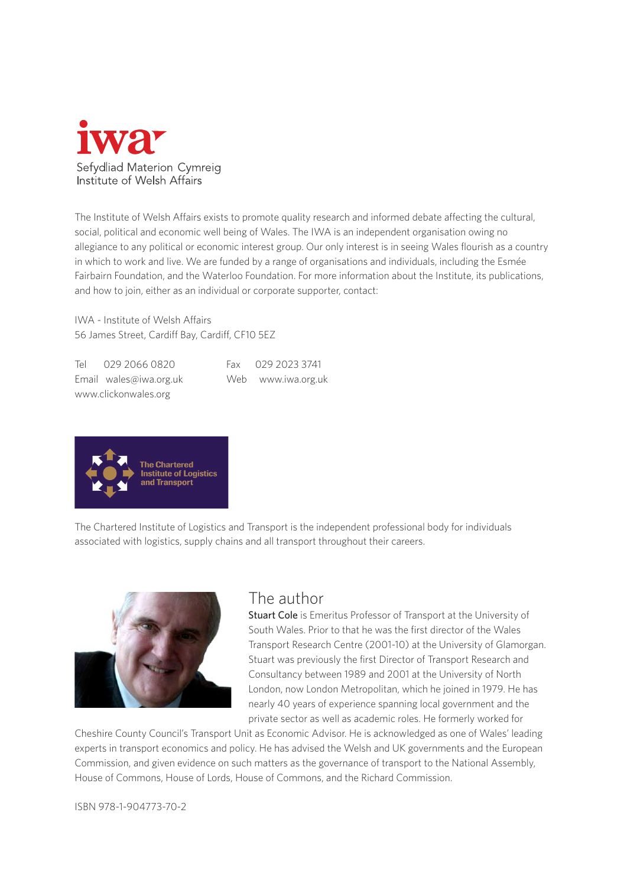iwa

Sefydliad Materion Cymreig
Institute of Welsh Affairs

The Institute of Welsh Affairs exists to promote quality research and informed debate affecting the cultural, social, political and economic well being of Wales. The IWA is an independent organisation owing no allegiance to any political or economic interest group. Our only interest is in seeing Wales flourish as a country in which to work and live. We are funded by a range of organisations and individuals, including the Esmée Fairbairn Foundation, and the Waterloo Foundation. For more information about the Institute, its publications, and how to join, either as an individual or corporate supporter, contact:

IWA - Institute of Welsh Affairs
56 James Street, Cardiff Bay, Cardiff, CF10 5EZ

Tel 029 2066 0820
Fax 029 2023 3741
Email wales@iwa.org.uk
Web www.iwa.org.uk
www.clickonwales.org

The Chartered Institute of Logistics and Transport

The Chartered Institute of Logistics and Transport is the independent professional body for individuals associated with logistics, supply chains and all transport throughout their careers.

## The author

**Stuart Cole** is Emeritus Professor of Transport at the University of South Wales. Prior to that he was the first director of the Wales Transport Research Centre (2001-10) at the University of Glamorgan. Stuart was previously the first Director of Transport Research and Consultancy between 1989 and 2001 at the University of North London, now London Metropolitan, which he joined in 1979. He has nearly 40 years of experience spanning local government and the private sector as well as academic roles. He formerly worked for Cheshire County Council's Transport Unit as Economic Advisor. He is acknowledged as one of Wales' leading experts in transport economics and policy. He has advised the Welsh and UK governments and the European Commission, and given evidence on such matters as the governance of transport to the National Assembly, House of Commons, House of Lords, House of Commons, and the Richard Commission.

ISBN 978-1-904773-70-2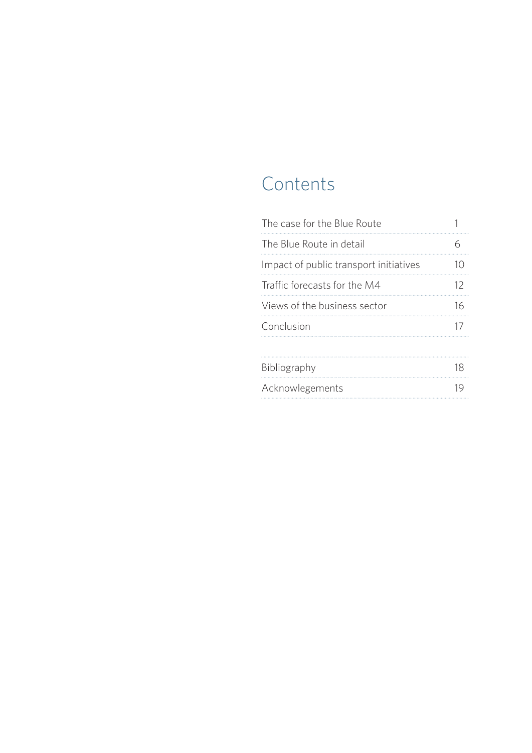# Contents

| | |
|---|---|
| The case for the Blue Route | 1 |
| The Blue Route in detail | 6 |
| Impact of public transport initiatives | 10 |
| Traffic forecasts for the M4 | 12 |
| Views of the business sector | 16 |
| Conclusion | 17 |
| | |
| Bibliography | 18 |
| Acknowlegements | 19 |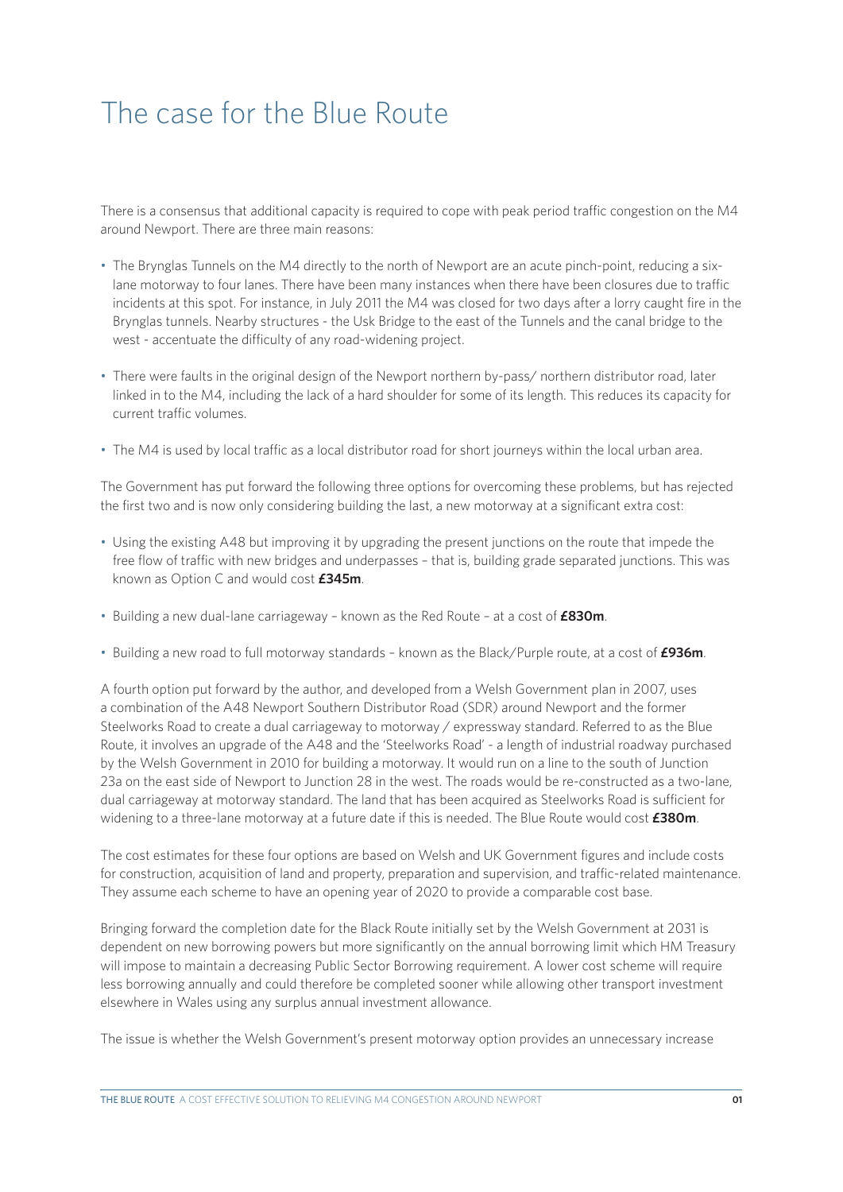# The case for the Blue Route

There is a consensus that additional capacity is required to cope with peak period traffic congestion on the M4 around Newport. There are three main reasons:

- The Brynglas Tunnels on the M4 directly to the north of Newport are an acute pinch-point, reducing a six-lane motorway to four lanes. There have been many instances when there have been closures due to traffic incidents at this spot. For instance, in July 2011 the M4 was closed for two days after a lorry caught fire in the Brynglas tunnels. Nearby structures - the Usk Bridge to the east of the Tunnels and the canal bridge to the west - accentuate the difficulty of any road-widening project.
- There were faults in the original design of the Newport northern by-pass/ northern distributor road, later linked in to the M4, including the lack of a hard shoulder for some of its length. This reduces its capacity for current traffic volumes.
- The M4 is used by local traffic as a local distributor road for short journeys within the local urban area.

The Government has put forward the following three options for overcoming these problems, but has rejected the first two and is now only considering building the last, a new motorway at a significant extra cost:

- Using the existing A48 but improving it by upgrading the present junctions on the route that impede the free flow of traffic with new bridges and underpasses – that is, building grade separated junctions. This was known as Option C and would cost **£345m**.
- Building a new dual-lane carriageway – known as the Red Route – at a cost of **£830m**.
- Building a new road to full motorway standards – known as the Black/Purple route, at a cost of **£936m**.

A fourth option put forward by the author, and developed from a Welsh Government plan in 2007, uses a combination of the A48 Newport Southern Distributor Road (SDR) around Newport and the former Steelworks Road to create a dual carriageway to motorway / expressway standard. Referred to as the Blue Route, it involves an upgrade of the A48 and the 'Steelworks Road' - a length of industrial roadway purchased by the Welsh Government in 2010 for building a motorway. It would run on a line to the south of Junction 23a on the east side of Newport to Junction 28 in the west. The roads would be re-constructed as a two-lane, dual carriageway at motorway standard. The land that has been acquired as Steelworks Road is sufficient for widening to a three-lane motorway at a future date if this is needed. The Blue Route would cost **£380m**.

The cost estimates for these four options are based on Welsh and UK Government figures and include costs for construction, acquisition of land and property, preparation and supervision, and traffic-related maintenance. They assume each scheme to have an opening year of 2020 to provide a comparable cost base.

Bringing forward the completion date for the Black Route initially set by the Welsh Government at 2031 is dependent on new borrowing powers but more significantly on the annual borrowing limit which HM Treasury will impose to maintain a decreasing Public Sector Borrowing requirement. A lower cost scheme will require less borrowing annually and could therefore be completed sooner while allowing other transport investment elsewhere in Wales using any surplus annual investment allowance.

The issue is whether the Welsh Government's present motorway option provides an unnecessary increase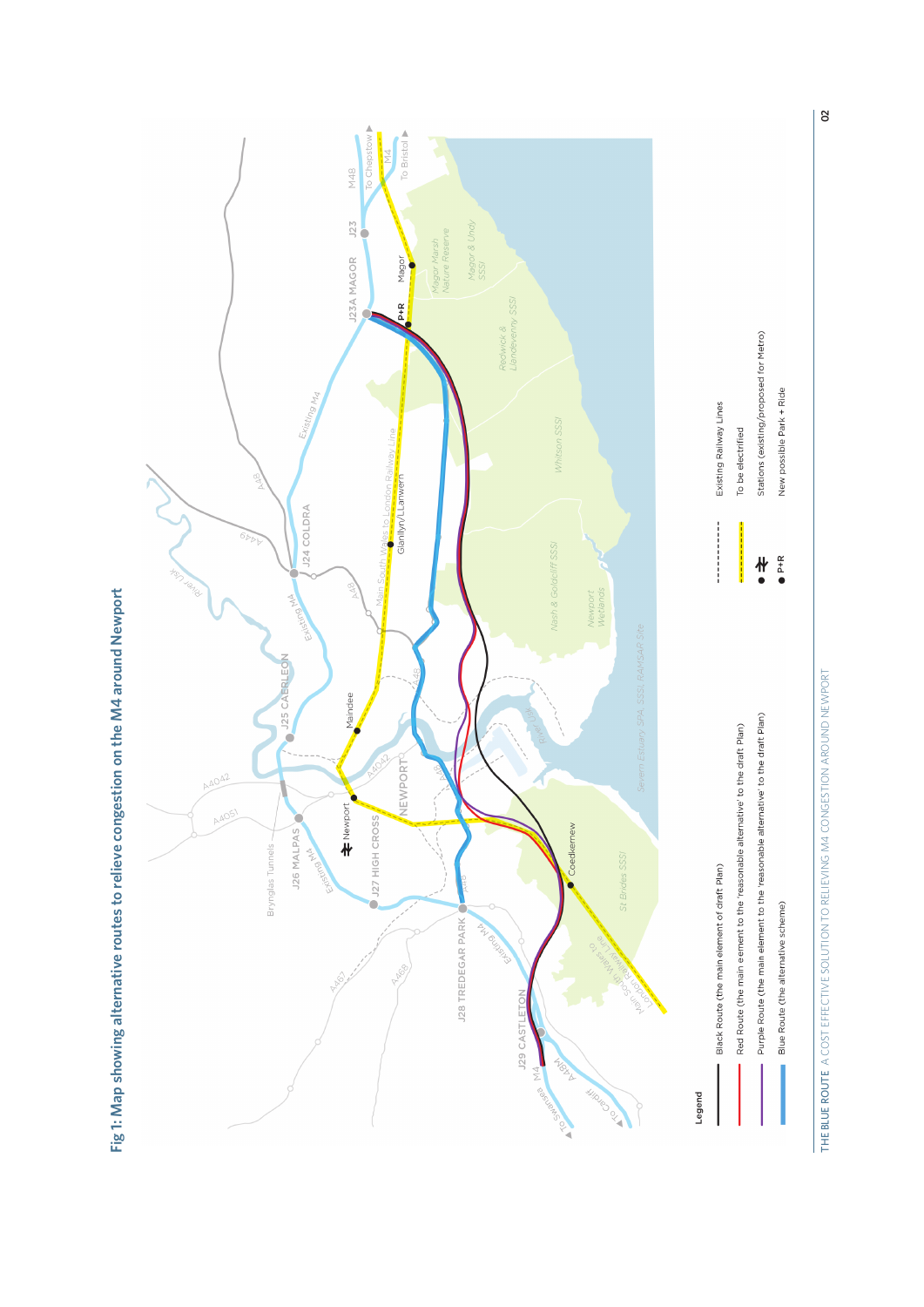# Fig 1: Map showing alternative routes to relieve congestion on the M4 around Newport

**Legend**

- Black Route (the main element of draft Plan)
- Red Route (the main element to the 'reasonable alternative' to the draft Plan)
- Purple Route (the main element to the 'reasonable alternative' to the draft Plan)
- Blue Route (the alternative scheme)
- Existing Railway Lines
- To be electrified
- Stations (existing/proposed for Metro)
- P+R New possible Park + Ride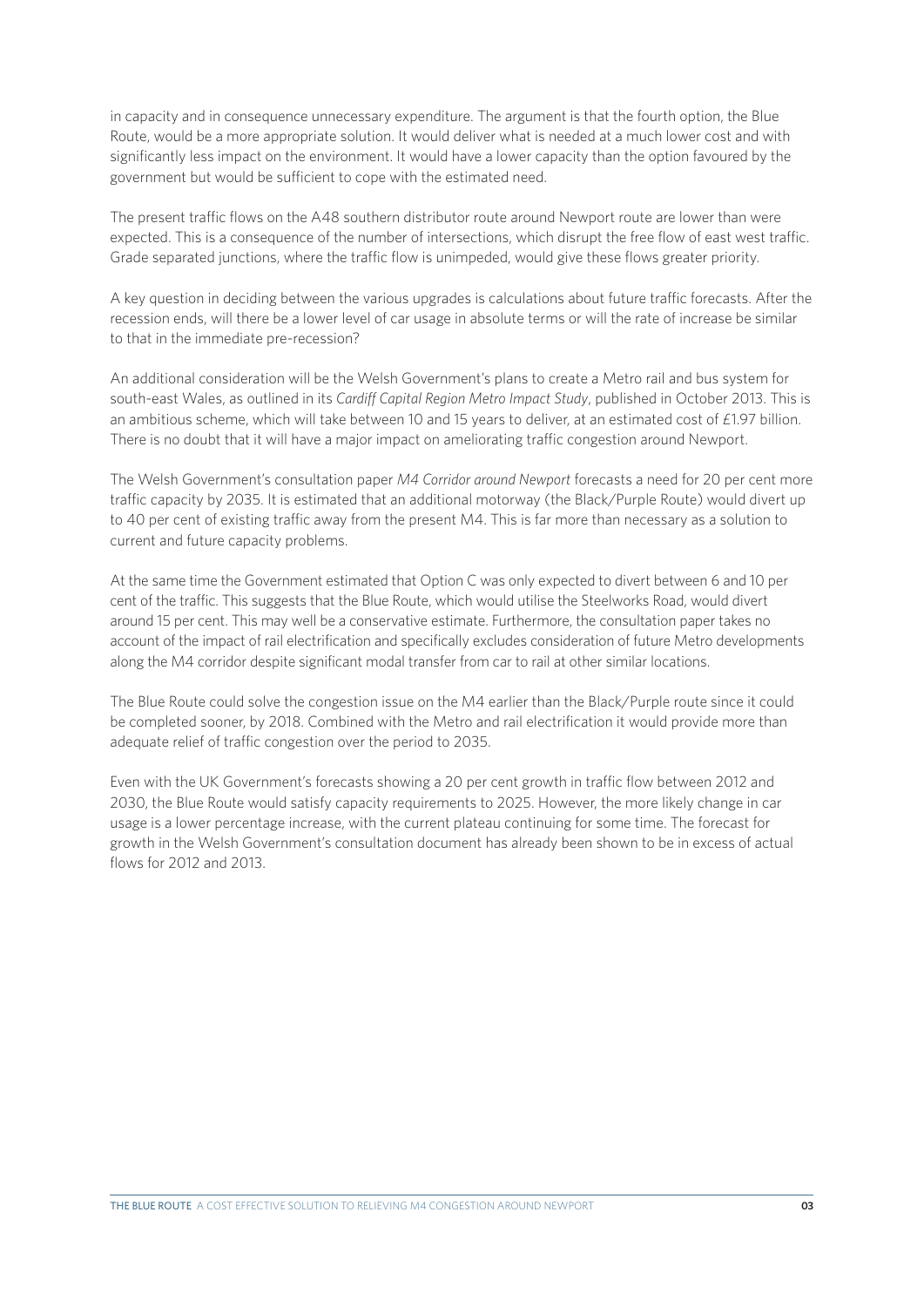in capacity and in consequence unnecessary expenditure. The argument is that the fourth option, the Blue Route, would be a more appropriate solution. It would deliver what is needed at a much lower cost and with significantly less impact on the environment. It would have a lower capacity than the option favoured by the government but would be sufficient to cope with the estimated need.

The present traffic flows on the A48 southern distributor route around Newport route are lower than were expected. This is a consequence of the number of intersections, which disrupt the free flow of east west traffic. Grade separated junctions, where the traffic flow is unimpeded, would give these flows greater priority.

A key question in deciding between the various upgrades is calculations about future traffic forecasts. After the recession ends, will there be a lower level of car usage in absolute terms or will the rate of increase be similar to that in the immediate pre-recession?

An additional consideration will be the Welsh Government's plans to create a Metro rail and bus system for south-east Wales, as outlined in its *Cardiff Capital Region Metro Impact Study*, published in October 2013. This is an ambitious scheme, which will take between 10 and 15 years to deliver, at an estimated cost of £1.97 billion. There is no doubt that it will have a major impact on ameliorating traffic congestion around Newport.

The Welsh Government's consultation paper *M4 Corridor around Newport* forecasts a need for 20 per cent more traffic capacity by 2035. It is estimated that an additional motorway (the Black/Purple Route) would divert up to 40 per cent of existing traffic away from the present M4. This is far more than necessary as a solution to current and future capacity problems.

At the same time the Government estimated that Option C was only expected to divert between 6 and 10 per cent of the traffic. This suggests that the Blue Route, which would utilise the Steelworks Road, would divert around 15 per cent. This may well be a conservative estimate. Furthermore, the consultation paper takes no account of the impact of rail electrification and specifically excludes consideration of future Metro developments along the M4 corridor despite significant modal transfer from car to rail at other similar locations.

The Blue Route could solve the congestion issue on the M4 earlier than the Black/Purple route since it could be completed sooner, by 2018. Combined with the Metro and rail electrification it would provide more than adequate relief of traffic congestion over the period to 2035.

Even with the UK Government's forecasts showing a 20 per cent growth in traffic flow between 2012 and 2030, the Blue Route would satisfy capacity requirements to 2025. However, the more likely change in car usage is a lower percentage increase, with the current plateau continuing for some time. The forecast for growth in the Welsh Government's consultation document has already been shown to be in excess of actual flows for 2012 and 2013.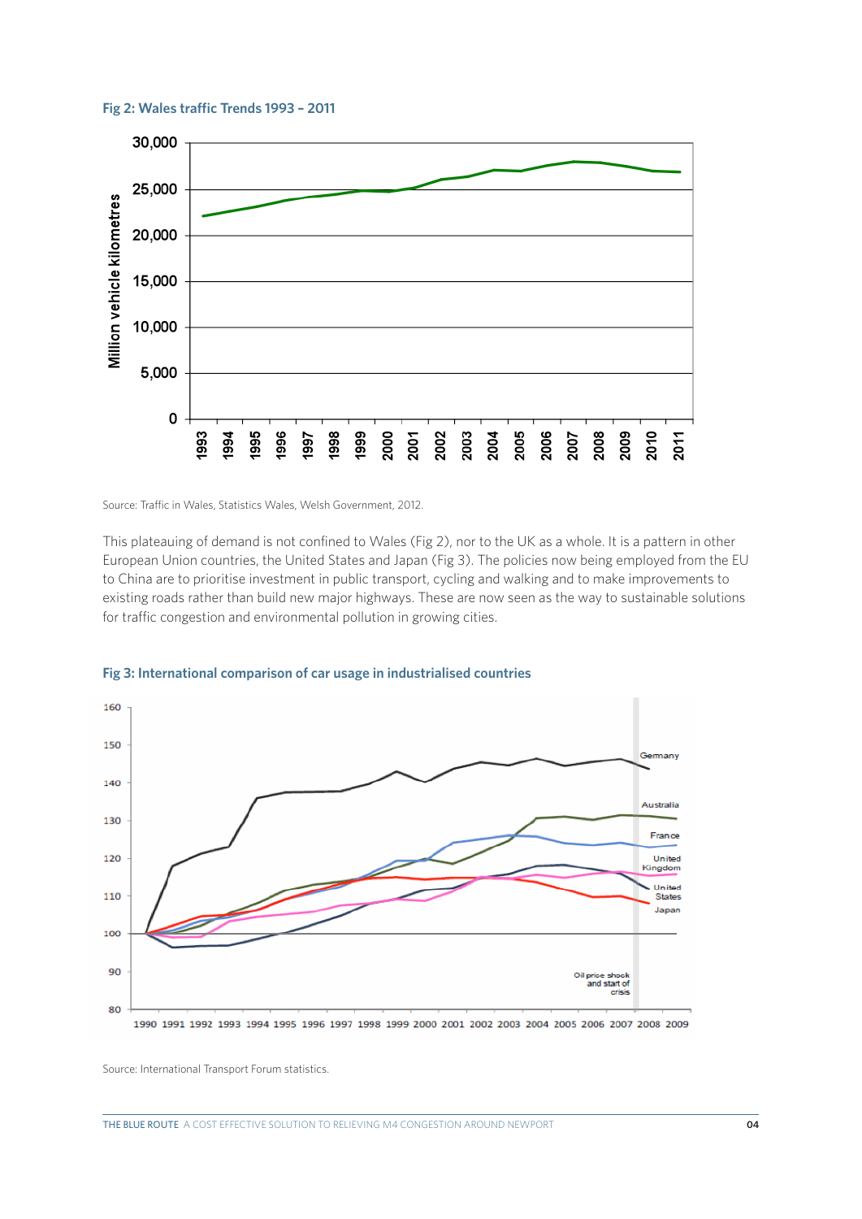**Fig 2: Wales traffic Trends 1993 – 2011**

Source: Traffic in Wales, Statistics Wales, Welsh Government, 2012.

This plateauing of demand is not confined to Wales (Fig 2), nor to the UK as a whole. It is a pattern in other European Union countries, the United States and Japan (Fig 3). The policies now being employed from the EU to China are to prioritise investment in public transport, cycling and walking and to make improvements to existing roads rather than build new major highways. These are now seen as the way to sustainable solutions for traffic congestion and environmental pollution in growing cities.

**Fig 3: International comparison of car usage in industrialised countries**

Source: International Transport Forum statistics.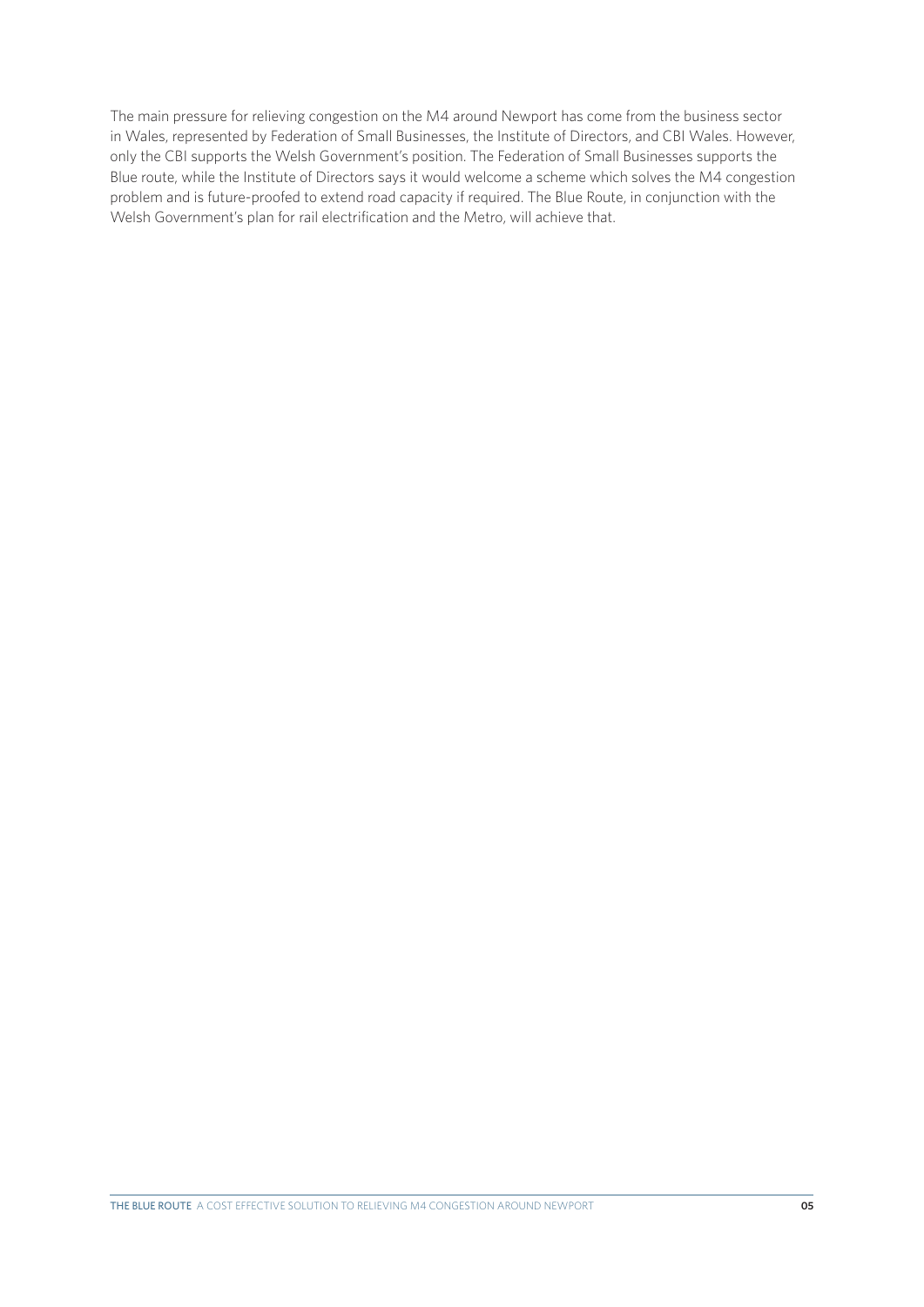The main pressure for relieving congestion on the M4 around Newport has come from the business sector in Wales, represented by Federation of Small Businesses, the Institute of Directors, and CBI Wales. However, only the CBI supports the Welsh Government's position. The Federation of Small Businesses supports the Blue route, while the Institute of Directors says it would welcome a scheme which solves the M4 congestion problem and is future-proofed to extend road capacity if required. The Blue Route, in conjunction with the Welsh Government's plan for rail electrification and the Metro, will achieve that.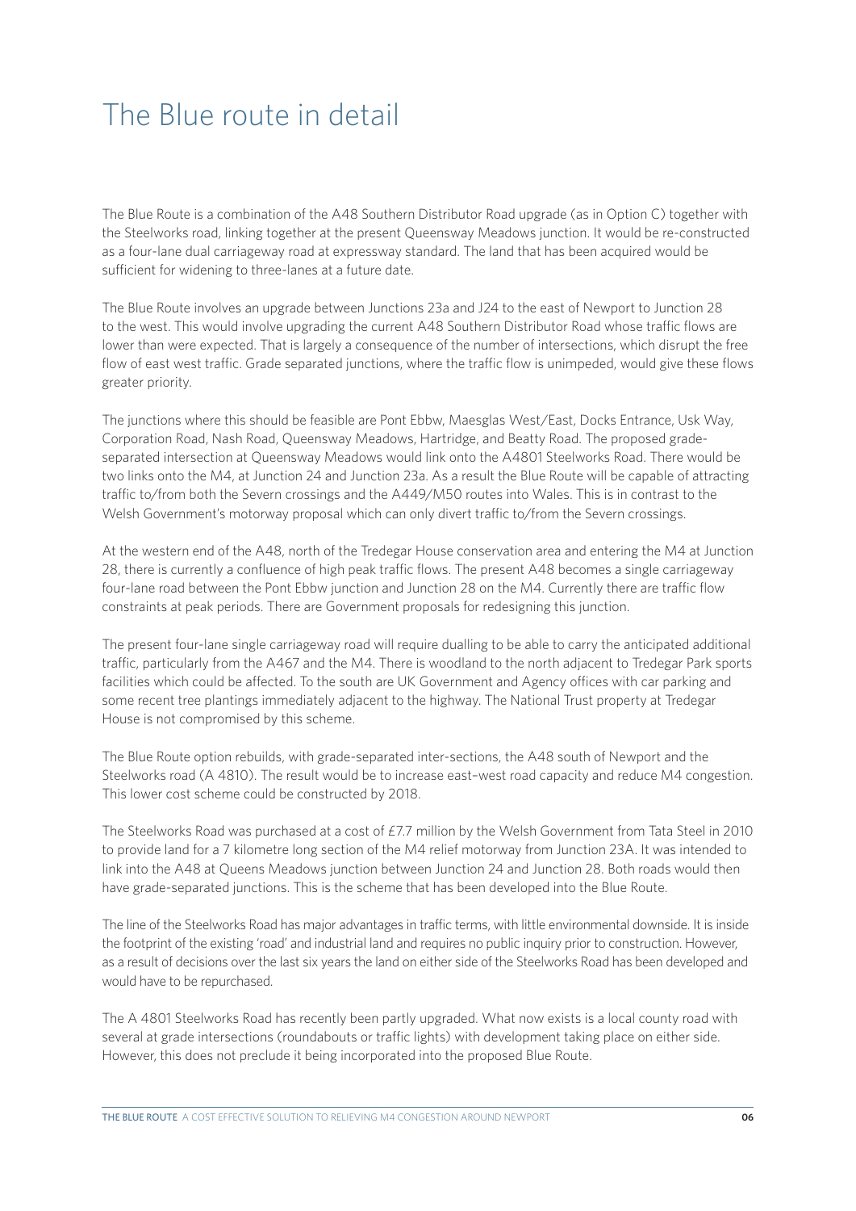# The Blue route in detail

The Blue Route is a combination of the A48 Southern Distributor Road upgrade (as in Option C) together with the Steelworks road, linking together at the present Queensway Meadows junction. It would be re-constructed as a four-lane dual carriageway road at expressway standard. The land that has been acquired would be sufficient for widening to three-lanes at a future date.

The Blue Route involves an upgrade between Junctions 23a and J24 to the east of Newport to Junction 28 to the west. This would involve upgrading the current A48 Southern Distributor Road whose traffic flows are lower than were expected. That is largely a consequence of the number of intersections, which disrupt the free flow of east west traffic. Grade separated junctions, where the traffic flow is unimpeded, would give these flows greater priority.

The junctions where this should be feasible are Pont Ebbw, Maesglas West/East, Docks Entrance, Usk Way, Corporation Road, Nash Road, Queensway Meadows, Hartridge, and Beatty Road. The proposed grade-separated intersection at Queensway Meadows would link onto the A4801 Steelworks Road. There would be two links onto the M4, at Junction 24 and Junction 23a. As a result the Blue Route will be capable of attracting traffic to/from both the Severn crossings and the A449/M50 routes into Wales. This is in contrast to the Welsh Government's motorway proposal which can only divert traffic to/from the Severn crossings.

At the western end of the A48, north of the Tredegar House conservation area and entering the M4 at Junction 28, there is currently a confluence of high peak traffic flows. The present A48 becomes a single carriageway four-lane road between the Pont Ebbw junction and Junction 28 on the M4. Currently there are traffic flow constraints at peak periods. There are Government proposals for redesigning this junction.

The present four-lane single carriageway road will require dualling to be able to carry the anticipated additional traffic, particularly from the A467 and the M4. There is woodland to the north adjacent to Tredegar Park sports facilities which could be affected. To the south are UK Government and Agency offices with car parking and some recent tree plantings immediately adjacent to the highway. The National Trust property at Tredegar House is not compromised by this scheme.

The Blue Route option rebuilds, with grade-separated inter-sections, the A48 south of Newport and the Steelworks road (A 4810). The result would be to increase east–west road capacity and reduce M4 congestion. This lower cost scheme could be constructed by 2018.

The Steelworks Road was purchased at a cost of £7.7 million by the Welsh Government from Tata Steel in 2010 to provide land for a 7 kilometre long section of the M4 relief motorway from Junction 23A. It was intended to link into the A48 at Queens Meadows junction between Junction 24 and Junction 28. Both roads would then have grade-separated junctions. This is the scheme that has been developed into the Blue Route.

The line of the Steelworks Road has major advantages in traffic terms, with little environmental downside. It is inside the footprint of the existing 'road' and industrial land and requires no public inquiry prior to construction. However, as a result of decisions over the last six years the land on either side of the Steelworks Road has been developed and would have to be repurchased.

The A 4801 Steelworks Road has recently been partly upgraded. What now exists is a local county road with several at grade intersections (roundabouts or traffic lights) with development taking place on either side. However, this does not preclude it being incorporated into the proposed Blue Route.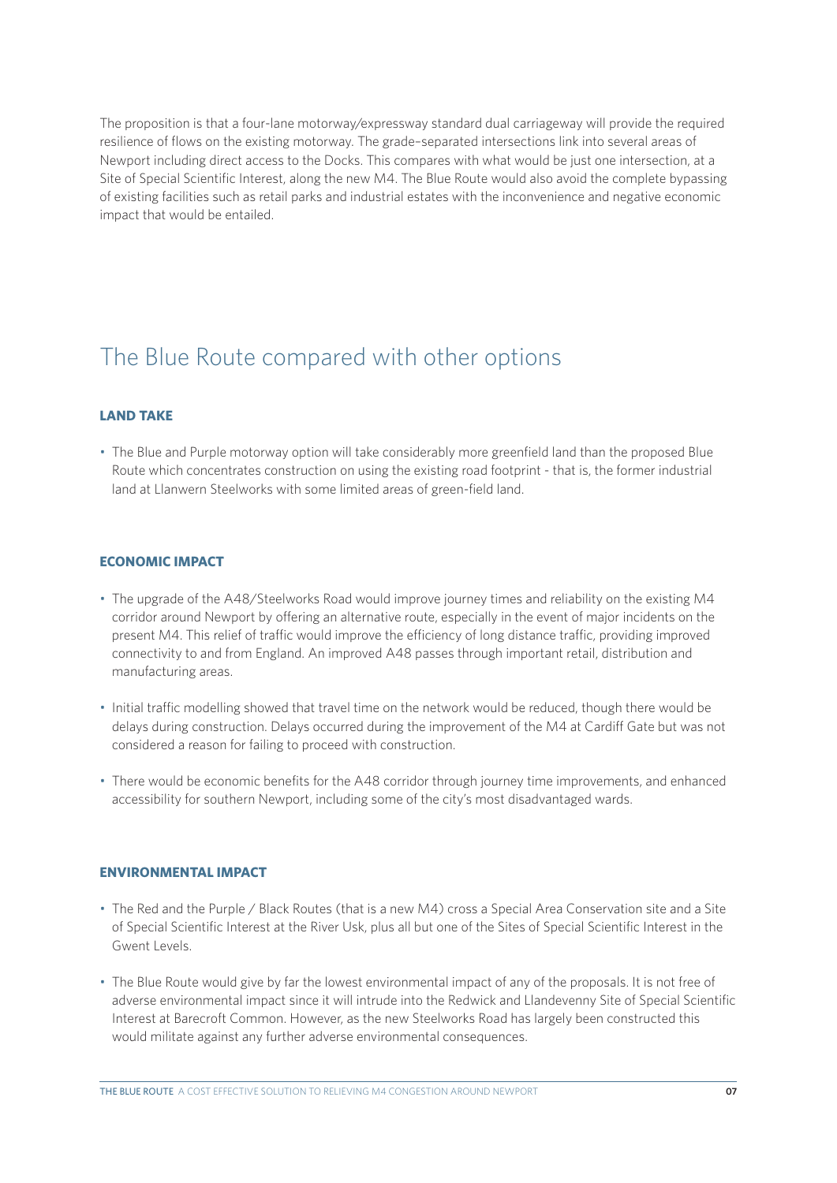The proposition is that a four-lane motorway/expressway standard dual carriageway will provide the required resilience of flows on the existing motorway. The grade–separated intersections link into several areas of Newport including direct access to the Docks. This compares with what would be just one intersection, at a Site of Special Scientific Interest, along the new M4. The Blue Route would also avoid the complete bypassing of existing facilities such as retail parks and industrial estates with the inconvenience and negative economic impact that would be entailed.

## The Blue Route compared with other options

### LAND TAKE

- The Blue and Purple motorway option will take considerably more greenfield land than the proposed Blue Route which concentrates construction on using the existing road footprint - that is, the former industrial land at Llanwern Steelworks with some limited areas of green-field land.

### ECONOMIC IMPACT

- The upgrade of the A48/Steelworks Road would improve journey times and reliability on the existing M4 corridor around Newport by offering an alternative route, especially in the event of major incidents on the present M4. This relief of traffic would improve the efficiency of long distance traffic, providing improved connectivity to and from England. An improved A48 passes through important retail, distribution and manufacturing areas.
- Initial traffic modelling showed that travel time on the network would be reduced, though there would be delays during construction. Delays occurred during the improvement of the M4 at Cardiff Gate but was not considered a reason for failing to proceed with construction.
- There would be economic benefits for the A48 corridor through journey time improvements, and enhanced accessibility for southern Newport, including some of the city's most disadvantaged wards.

### ENVIRONMENTAL IMPACT

- The Red and the Purple / Black Routes (that is a new M4) cross a Special Area Conservation site and a Site of Special Scientific Interest at the River Usk, plus all but one of the Sites of Special Scientific Interest in the Gwent Levels.
- The Blue Route would give by far the lowest environmental impact of any of the proposals. It is not free of adverse environmental impact since it will intrude into the Redwick and Llandevenny Site of Special Scientific Interest at Barecroft Common. However, as the new Steelworks Road has largely been constructed this would militate against any further adverse environmental consequences.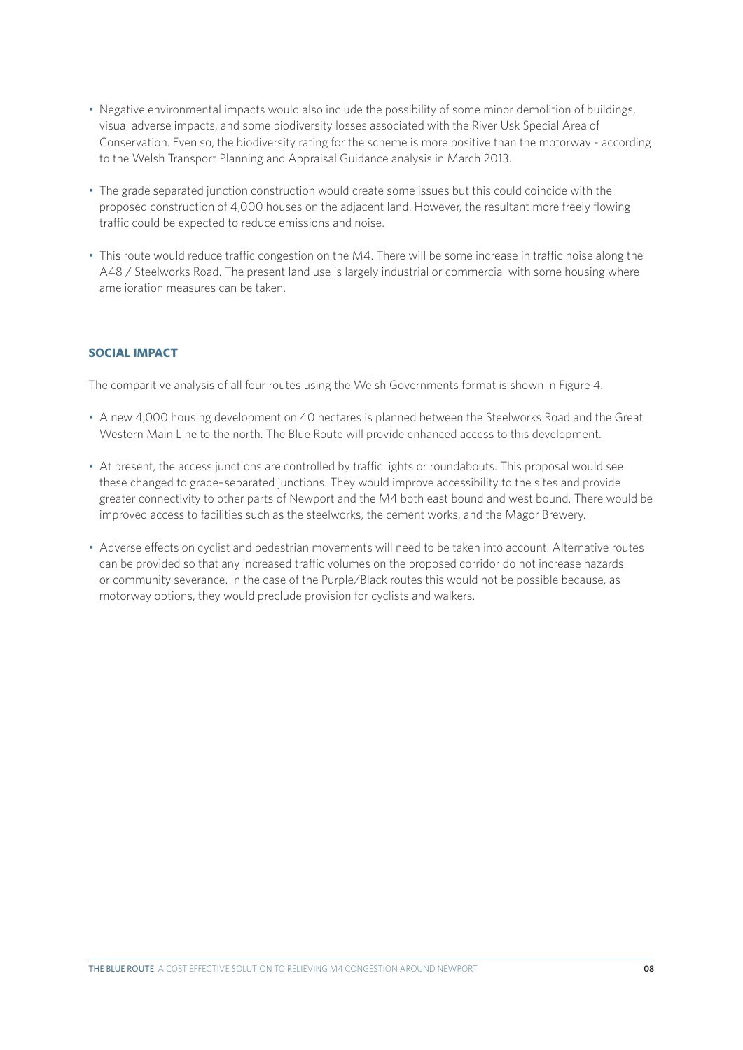- Negative environmental impacts would also include the possibility of some minor demolition of buildings, visual adverse impacts, and some biodiversity losses associated with the River Usk Special Area of Conservation. Even so, the biodiversity rating for the scheme is more positive than the motorway - according to the Welsh Transport Planning and Appraisal Guidance analysis in March 2013.
- The grade separated junction construction would create some issues but this could coincide with the proposed construction of 4,000 houses on the adjacent land. However, the resultant more freely flowing traffic could be expected to reduce emissions and noise.
- This route would reduce traffic congestion on the M4. There will be some increase in traffic noise along the A48 / Steelworks Road. The present land use is largely industrial or commercial with some housing where amelioration measures can be taken.

## SOCIAL IMPACT

The comparitive analysis of all four routes using the Welsh Governments format is shown in Figure 4.

- A new 4,000 housing development on 40 hectares is planned between the Steelworks Road and the Great Western Main Line to the north. The Blue Route will provide enhanced access to this development.
- At present, the access junctions are controlled by traffic lights or roundabouts. This proposal would see these changed to grade–separated junctions. They would improve accessibility to the sites and provide greater connectivity to other parts of Newport and the M4 both east bound and west bound. There would be improved access to facilities such as the steelworks, the cement works, and the Magor Brewery.
- Adverse effects on cyclist and pedestrian movements will need to be taken into account. Alternative routes can be provided so that any increased traffic volumes on the proposed corridor do not increase hazards or community severance. In the case of the Purple/Black routes this would not be possible because, as motorway options, they would preclude provision for cyclists and walkers.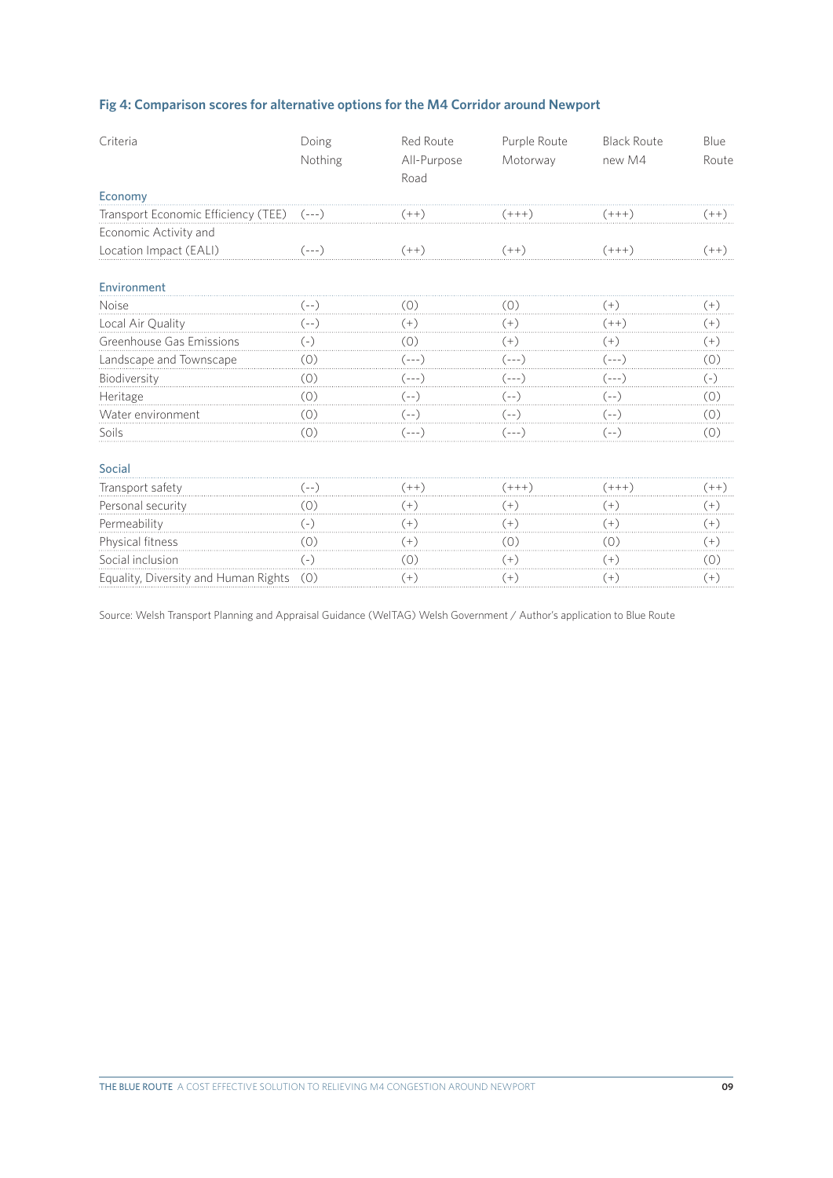### Fig 4: Comparison scores for alternative options for the M4 Corridor around Newport

| Criteria | Doing Nothing | Red Route All-Purpose Road | Purple Route Motorway | Black Route new M4 | Blue Route |
|---|---|---|---|---|---|
| **Economy** | | | | | |
| Transport Economic Efficiency (TEE) | (---) | (++) | (+++) | (+++) | (++) |
| Economic Activity and Location Impact (EALI) | (---) | (++) | (++) | (+++) | (++) |
| **Environment** | | | | | |
| Noise | (--) | (0) | (0) | (+) | (+) |
| Local Air Quality | (--) | (+) | (+) | (++) | (+) |
| Greenhouse Gas Emissions | (-) | (0) | (+) | (+) | (+) |
| Landscape and Townscape | (0) | (---) | (---) | (---) | (0) |
| Biodiversity | (0) | (---) | (---) | (---) | (-) |
| Heritage | (0) | (--) | (--) | (--) | (0) |
| Water environment | (0) | (--) | (--) | (--) | (0) |
| Soils | (0) | (---) | (---) | (--) | (0) |
| **Social** | | | | | |
| Transport safety | (--) | (++) | (+++) | (+++) | (++) |
| Personal security | (0) | (+) | (+) | (+) | (+) |
| Permeability | (-) | (+) | (+) | (+) | (+) |
| Physical fitness | (0) | (+) | (0) | (0) | (+) |
| Social inclusion | (-) | (0) | (+) | (+) | (0) |
| Equality, Diversity and Human Rights | (0) | (+) | (+) | (+) | (+) |

Source: Welsh Transport Planning and Appraisal Guidance (WelTAG) Welsh Government / Author's application to Blue Route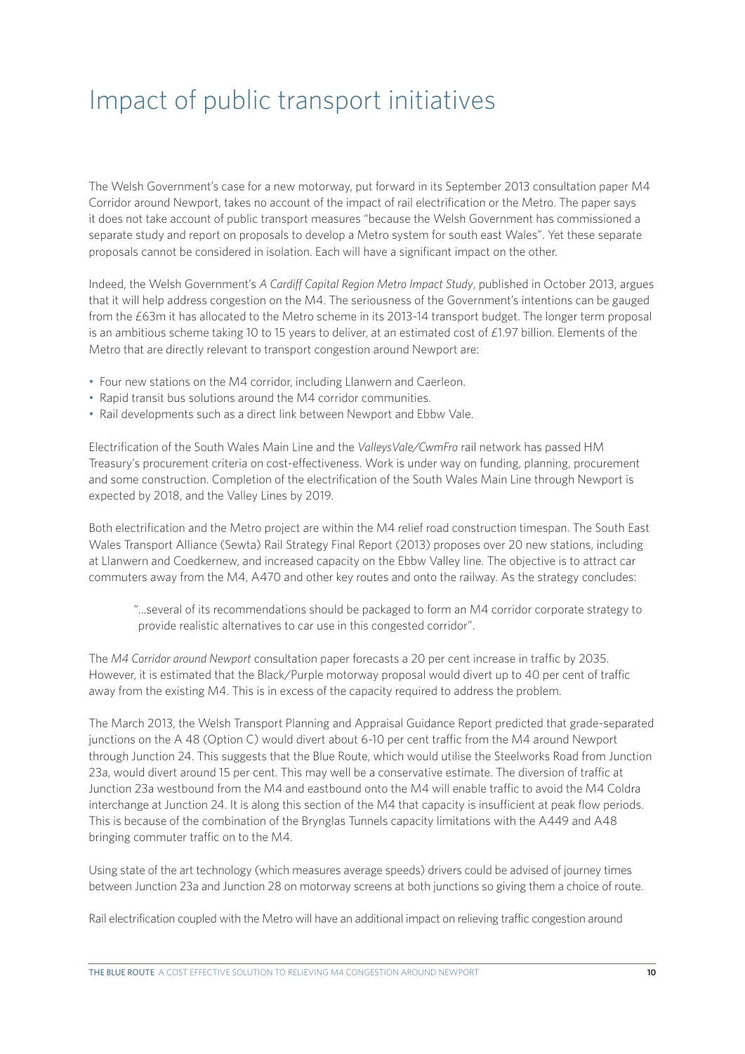# Impact of public transport initiatives

The Welsh Government's case for a new motorway, put forward in its September 2013 consultation paper M4 Corridor around Newport, takes no account of the impact of rail electrification or the Metro. The paper says it does not take account of public transport measures "because the Welsh Government has commissioned a separate study and report on proposals to develop a Metro system for south east Wales". Yet these separate proposals cannot be considered in isolation. Each will have a significant impact on the other.

Indeed, the Welsh Government's *A Cardiff Capital Region Metro Impact Study*, published in October 2013, argues that it will help address congestion on the M4. The seriousness of the Government's intentions can be gauged from the £63m it has allocated to the Metro scheme in its 2013-14 transport budget. The longer term proposal is an ambitious scheme taking 10 to 15 years to deliver, at an estimated cost of £1.97 billion. Elements of the Metro that are directly relevant to transport congestion around Newport are:

- Four new stations on the M4 corridor, including Llanwern and Caerleon.
- Rapid transit bus solutions around the M4 corridor communities.
- Rail developments such as a direct link between Newport and Ebbw Vale.

Electrification of the South Wales Main Line and the *ValleysVale/CwmFro* rail network has passed HM Treasury's procurement criteria on cost-effectiveness. Work is under way on funding, planning, procurement and some construction. Completion of the electrification of the South Wales Main Line through Newport is expected by 2018, and the Valley Lines by 2019.

Both electrification and the Metro project are within the M4 relief road construction timespan. The South East Wales Transport Alliance (Sewta) Rail Strategy Final Report (2013) proposes over 20 new stations, including at Llanwern and Coedkernew, and increased capacity on the Ebbw Valley line. The objective is to attract car commuters away from the M4, A470 and other key routes and onto the railway. As the strategy concludes:

> "...several of its recommendations should be packaged to form an M4 corridor corporate strategy to provide realistic alternatives to car use in this congested corridor".

The *M4 Corridor around Newport* consultation paper forecasts a 20 per cent increase in traffic by 2035. However, it is estimated that the Black/Purple motorway proposal would divert up to 40 per cent of traffic away from the existing M4. This is in excess of the capacity required to address the problem.

The March 2013, the Welsh Transport Planning and Appraisal Guidance Report predicted that grade-separated junctions on the A 48 (Option C) would divert about 6-10 per cent traffic from the M4 around Newport through Junction 24. This suggests that the Blue Route, which would utilise the Steelworks Road from Junction 23a, would divert around 15 per cent. This may well be a conservative estimate. The diversion of traffic at Junction 23a westbound from the M4 and eastbound onto the M4 will enable traffic to avoid the M4 Coldra interchange at Junction 24. It is along this section of the M4 that capacity is insufficient at peak flow periods. This is because of the combination of the Brynglas Tunnels capacity limitations with the A449 and A48 bringing commuter traffic on to the M4.

Using state of the art technology (which measures average speeds) drivers could be advised of journey times between Junction 23a and Junction 28 on motorway screens at both junctions so giving them a choice of route.

Rail electrification coupled with the Metro will have an additional impact on relieving traffic congestion around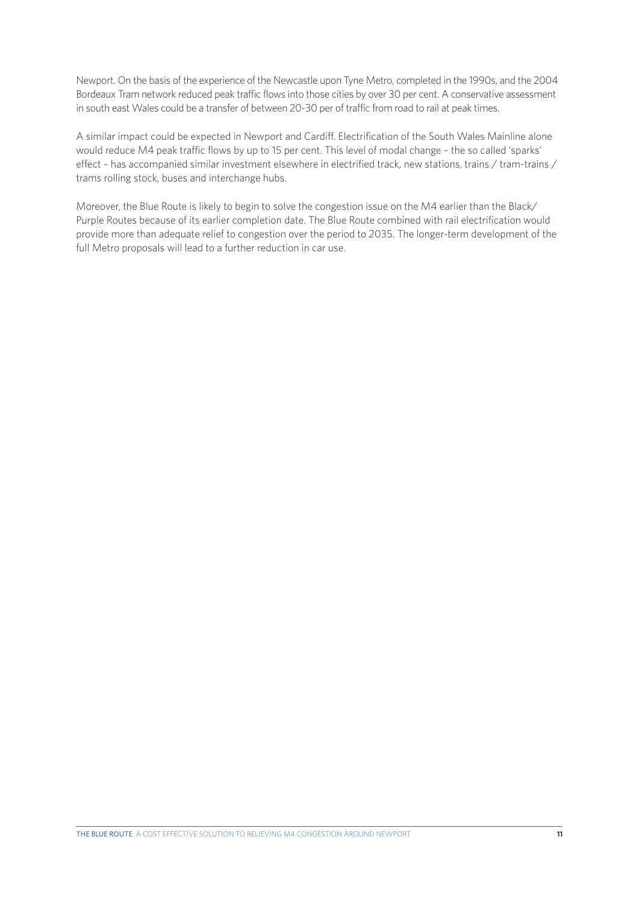Newport. On the basis of the experience of the Newcastle upon Tyne Metro, completed in the 1990s, and the 2004 Bordeaux Tram network reduced peak traffic flows into those cities by over 30 per cent. A conservative assessment in south east Wales could be a transfer of between 20-30 per of traffic from road to rail at peak times.

A similar impact could be expected in Newport and Cardiff. Electrification of the South Wales Mainline alone would reduce M4 peak traffic flows by up to 15 per cent. This level of modal change – the so called 'sparks' effect – has accompanied similar investment elsewhere in electrified track, new stations, trains / tram-trains / trams rolling stock, buses and interchange hubs.

Moreover, the Blue Route is likely to begin to solve the congestion issue on the M4 earlier than the Black/ Purple Routes because of its earlier completion date. The Blue Route combined with rail electrification would provide more than adequate relief to congestion over the period to 2035. The longer-term development of the full Metro proposals will lead to a further reduction in car use.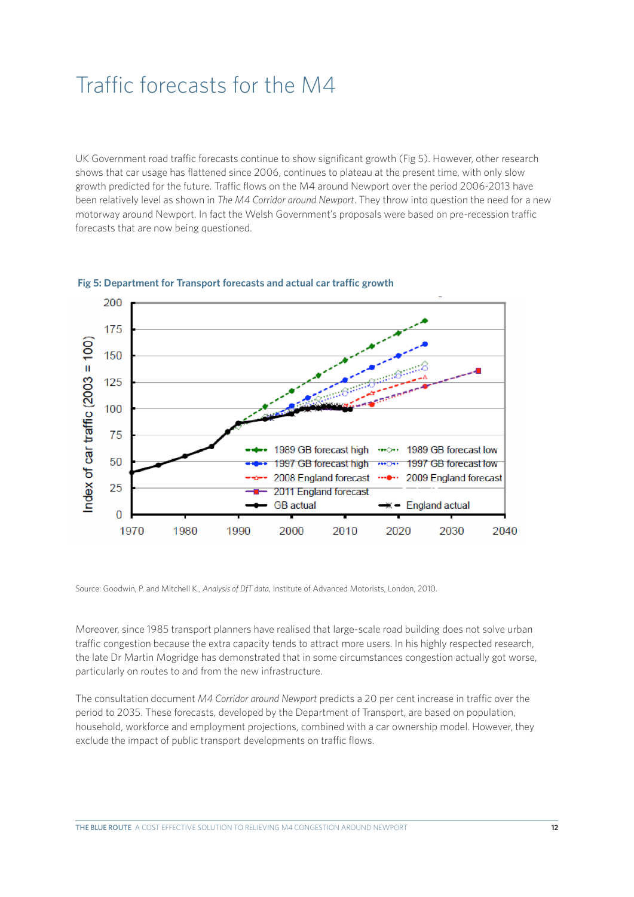# Traffic forecasts for the M4

UK Government road traffic forecasts continue to show significant growth (Fig 5). However, other research shows that car usage has flattened since 2006, continues to plateau at the present time, with only slow growth predicted for the future. Traffic flows on the M4 around Newport over the period 2006-2013 have been relatively level as shown in *The M4 Corridor around Newport*. They throw into question the need for a new motorway around Newport. In fact the Welsh Government's proposals were based on pre-recession traffic forecasts that are now being questioned.

**Fig 5: Department for Transport forecasts and actual car traffic growth**

Source: Goodwin, P. and Mitchell K., *Analysis of DfT data*, Institute of Advanced Motorists, London, 2010.

Moreover, since 1985 transport planners have realised that large-scale road building does not solve urban traffic congestion because the extra capacity tends to attract more users. In his highly respected research, the late Dr Martin Mogridge has demonstrated that in some circumstances congestion actually got worse, particularly on routes to and from the new infrastructure.

The consultation document *M4 Corridor around Newport* predicts a 20 per cent increase in traffic over the period to 2035. These forecasts, developed by the Department of Transport, are based on population, household, workforce and employment projections, combined with a car ownership model. However, they exclude the impact of public transport developments on traffic flows.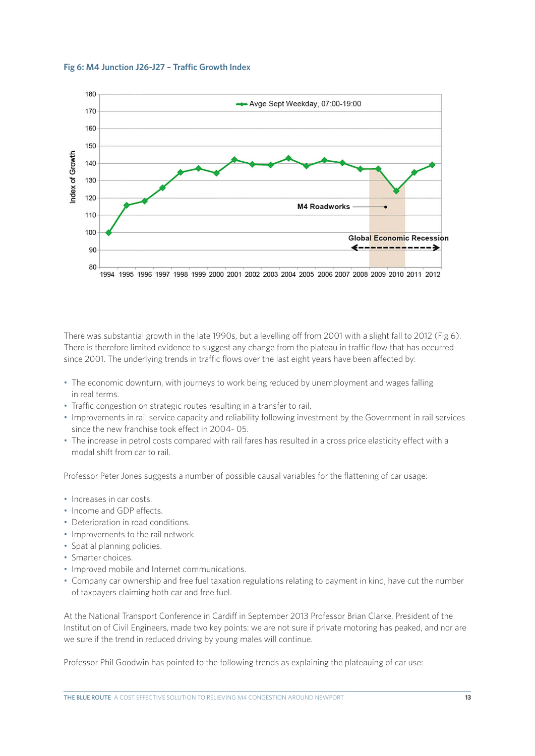**Fig 6: M4 Junction J26-J27 – Traffic Growth Index**

There was substantial growth in the late 1990s, but a levelling off from 2001 with a slight fall to 2012 (Fig 6). There is therefore limited evidence to suggest any change from the plateau in traffic flow that has occurred since 2001. The underlying trends in traffic flows over the last eight years have been affected by:

- The economic downturn, with journeys to work being reduced by unemployment and wages falling in real terms.
- Traffic congestion on strategic routes resulting in a transfer to rail.
- Improvements in rail service capacity and reliability following investment by the Government in rail services since the new franchise took effect in 2004- 05.
- The increase in petrol costs compared with rail fares has resulted in a cross price elasticity effect with a modal shift from car to rail.

Professor Peter Jones suggests a number of possible causal variables for the flattening of car usage:

- Increases in car costs.
- Income and GDP effects.
- Deterioration in road conditions.
- Improvements to the rail network.
- Spatial planning policies.
- Smarter choices.
- Improved mobile and Internet communications.
- Company car ownership and free fuel taxation regulations relating to payment in kind, have cut the number of taxpayers claiming both car and free fuel.

At the National Transport Conference in Cardiff in September 2013 Professor Brian Clarke, President of the Institution of Civil Engineers, made two key points: we are not sure if private motoring has peaked, and nor are we sure if the trend in reduced driving by young males will continue.

Professor Phil Goodwin has pointed to the following trends as explaining the plateauing of car use: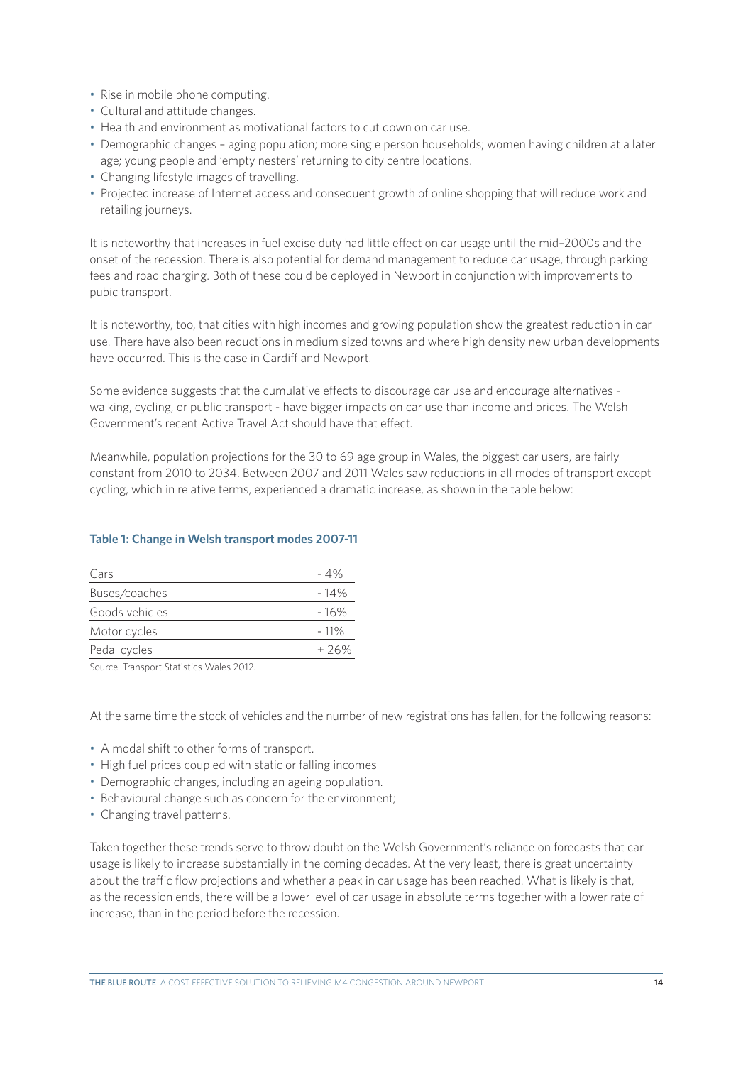- Rise in mobile phone computing.
- Cultural and attitude changes.
- Health and environment as motivational factors to cut down on car use.
- Demographic changes – aging population; more single person households; women having children at a later age; young people and 'empty nesters' returning to city centre locations.
- Changing lifestyle images of travelling.
- Projected increase of Internet access and consequent growth of online shopping that will reduce work and retailing journeys.

It is noteworthy that increases in fuel excise duty had little effect on car usage until the mid–2000s and the onset of the recession. There is also potential for demand management to reduce car usage, through parking fees and road charging. Both of these could be deployed in Newport in conjunction with improvements to pubic transport.

It is noteworthy, too, that cities with high incomes and growing population show the greatest reduction in car use. There have also been reductions in medium sized towns and where high density new urban developments have occurred. This is the case in Cardiff and Newport.

Some evidence suggests that the cumulative effects to discourage car use and encourage alternatives - walking, cycling, or public transport - have bigger impacts on car use than income and prices. The Welsh Government's recent Active Travel Act should have that effect.

Meanwhile, population projections for the 30 to 69 age group in Wales, the biggest car users, are fairly constant from 2010 to 2034. Between 2007 and 2011 Wales saw reductions in all modes of transport except cycling, which in relative terms, experienced a dramatic increase, as shown in the table below:

**Table 1: Change in Welsh transport modes 2007-11**

| | |
|---|---|
| Cars | - 4% |
| Buses/coaches | - 14% |
| Goods vehicles | - 16% |
| Motor cycles | - 11% |
| Pedal cycles | + 26% |

Source: Transport Statistics Wales 2012.

At the same time the stock of vehicles and the number of new registrations has fallen, for the following reasons:

- A modal shift to other forms of transport.
- High fuel prices coupled with static or falling incomes
- Demographic changes, including an ageing population.
- Behavioural change such as concern for the environment;
- Changing travel patterns.

Taken together these trends serve to throw doubt on the Welsh Government's reliance on forecasts that car usage is likely to increase substantially in the coming decades. At the very least, there is great uncertainty about the traffic flow projections and whether a peak in car usage has been reached. What is likely is that, as the recession ends, there will be a lower level of car usage in absolute terms together with a lower rate of increase, than in the period before the recession.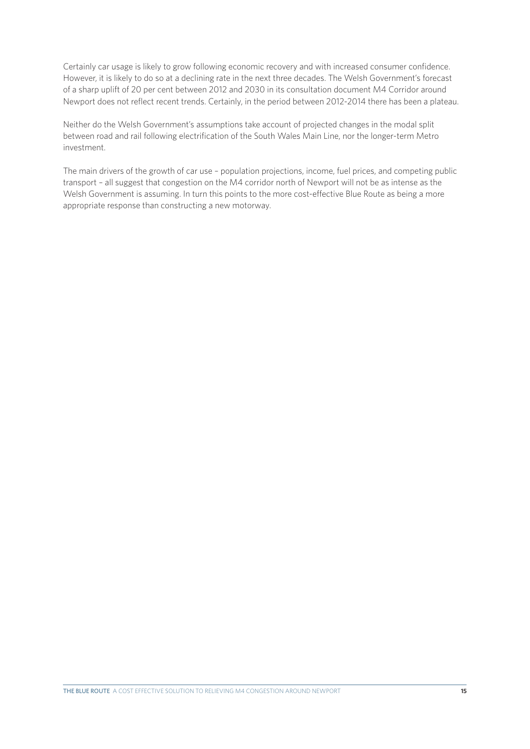Certainly car usage is likely to grow following economic recovery and with increased consumer confidence. However, it is likely to do so at a declining rate in the next three decades. The Welsh Government's forecast of a sharp uplift of 20 per cent between 2012 and 2030 in its consultation document M4 Corridor around Newport does not reflect recent trends. Certainly, in the period between 2012-2014 there has been a plateau.

Neither do the Welsh Government's assumptions take account of projected changes in the modal split between road and rail following electrification of the South Wales Main Line, nor the longer-term Metro investment.

The main drivers of the growth of car use – population projections, income, fuel prices, and competing public transport – all suggest that congestion on the M4 corridor north of Newport will not be as intense as the Welsh Government is assuming. In turn this points to the more cost-effective Blue Route as being a more appropriate response than constructing a new motorway.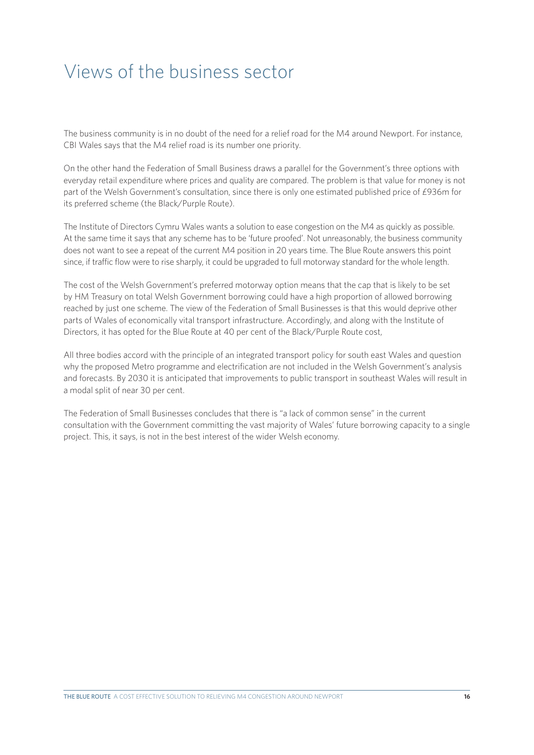# Views of the business sector

The business community is in no doubt of the need for a relief road for the M4 around Newport. For instance, CBI Wales says that the M4 relief road is its number one priority.

On the other hand the Federation of Small Business draws a parallel for the Government's three options with everyday retail expenditure where prices and quality are compared. The problem is that value for money is not part of the Welsh Government's consultation, since there is only one estimated published price of £936m for its preferred scheme (the Black/Purple Route).

The Institute of Directors Cymru Wales wants a solution to ease congestion on the M4 as quickly as possible. At the same time it says that any scheme has to be 'future proofed'. Not unreasonably, the business community does not want to see a repeat of the current M4 position in 20 years time. The Blue Route answers this point since, if traffic flow were to rise sharply, it could be upgraded to full motorway standard for the whole length.

The cost of the Welsh Government's preferred motorway option means that the cap that is likely to be set by HM Treasury on total Welsh Government borrowing could have a high proportion of allowed borrowing reached by just one scheme. The view of the Federation of Small Businesses is that this would deprive other parts of Wales of economically vital transport infrastructure. Accordingly, and along with the Institute of Directors, it has opted for the Blue Route at 40 per cent of the Black/Purple Route cost,

All three bodies accord with the principle of an integrated transport policy for south east Wales and question why the proposed Metro programme and electrification are not included in the Welsh Government's analysis and forecasts. By 2030 it is anticipated that improvements to public transport in southeast Wales will result in a modal split of near 30 per cent.

The Federation of Small Businesses concludes that there is "a lack of common sense" in the current consultation with the Government committing the vast majority of Wales' future borrowing capacity to a single project. This, it says, is not in the best interest of the wider Welsh economy.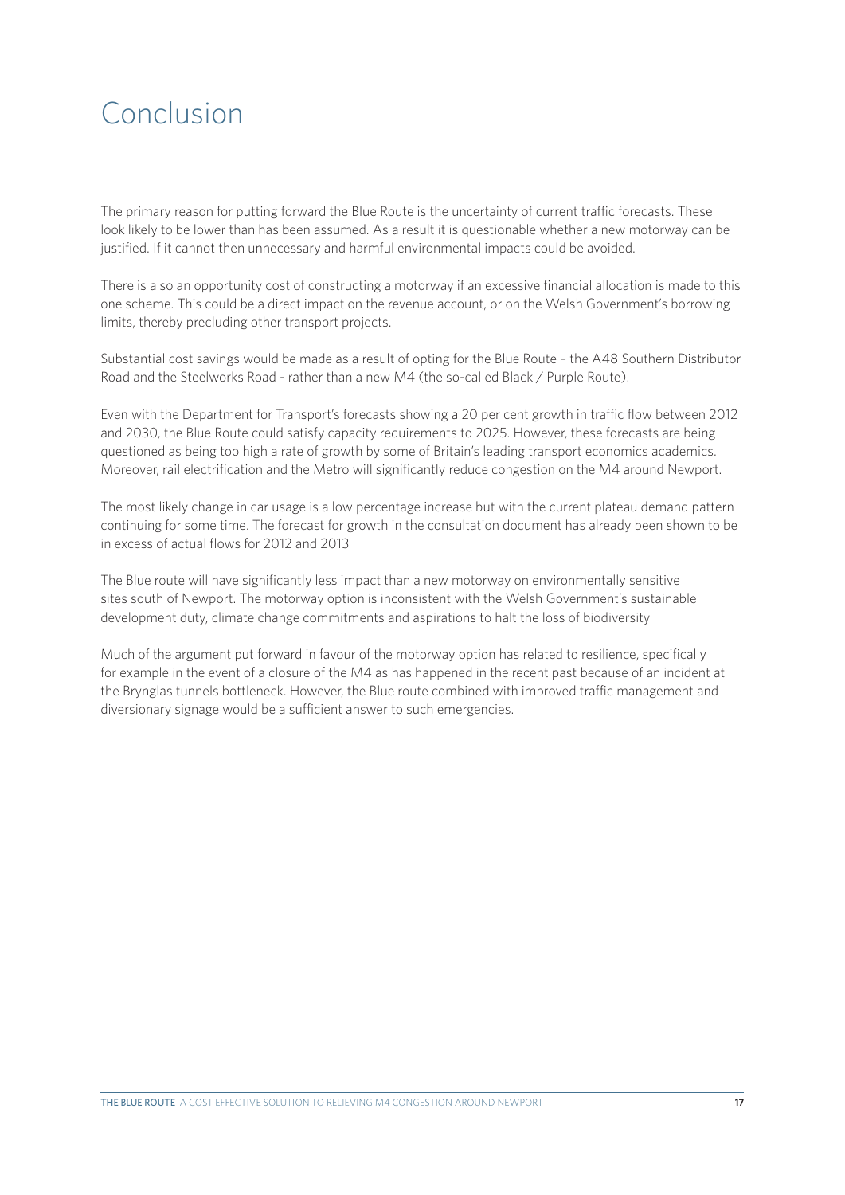# Conclusion

The primary reason for putting forward the Blue Route is the uncertainty of current traffic forecasts. These look likely to be lower than has been assumed. As a result it is questionable whether a new motorway can be justified. If it cannot then unnecessary and harmful environmental impacts could be avoided.

There is also an opportunity cost of constructing a motorway if an excessive financial allocation is made to this one scheme. This could be a direct impact on the revenue account, or on the Welsh Government's borrowing limits, thereby precluding other transport projects.

Substantial cost savings would be made as a result of opting for the Blue Route – the A48 Southern Distributor Road and the Steelworks Road - rather than a new M4 (the so-called Black / Purple Route).

Even with the Department for Transport's forecasts showing a 20 per cent growth in traffic flow between 2012 and 2030, the Blue Route could satisfy capacity requirements to 2025. However, these forecasts are being questioned as being too high a rate of growth by some of Britain's leading transport economics academics. Moreover, rail electrification and the Metro will significantly reduce congestion on the M4 around Newport.

The most likely change in car usage is a low percentage increase but with the current plateau demand pattern continuing for some time. The forecast for growth in the consultation document has already been shown to be in excess of actual flows for 2012 and 2013

The Blue route will have significantly less impact than a new motorway on environmentally sensitive sites south of Newport. The motorway option is inconsistent with the Welsh Government's sustainable development duty, climate change commitments and aspirations to halt the loss of biodiversity

Much of the argument put forward in favour of the motorway option has related to resilience, specifically for example in the event of a closure of the M4 as has happened in the recent past because of an incident at the Brynglas tunnels bottleneck. However, the Blue route combined with improved traffic management and diversionary signage would be a sufficient answer to such emergencies.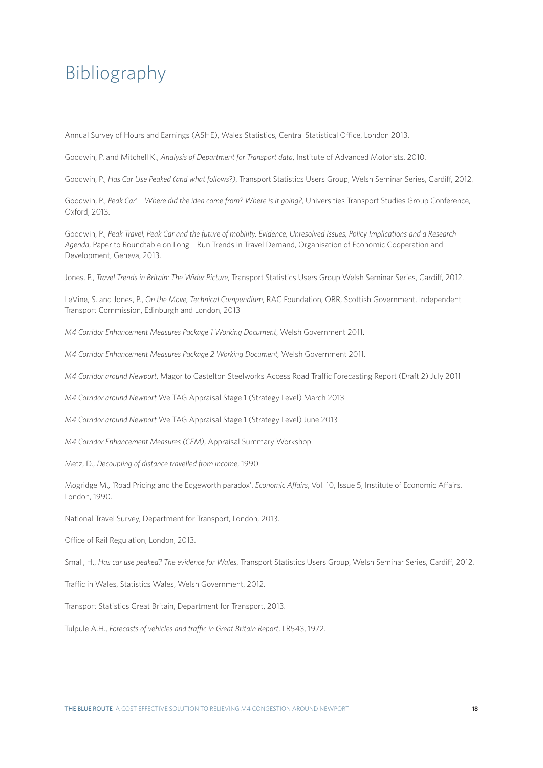# Bibliography

Annual Survey of Hours and Earnings (ASHE), Wales Statistics, Central Statistical Office, London 2013.

Goodwin, P. and Mitchell K., *Analysis of Department for Transport data,* Institute of Advanced Motorists, 2010.

Goodwin, P., *Has Car Use Peaked (and what follows?)*, Transport Statistics Users Group, Welsh Seminar Series, Cardiff, 2012.

Goodwin, P., *Peak Car' – Where did the idea come from? Where is it going?*, Universities Transport Studies Group Conference, Oxford, 2013.

Goodwin, P., *Peak Travel, Peak Car and the future of mobility. Evidence, Unresolved Issues, Policy Implications and a Research Agenda*, Paper to Roundtable on Long – Run Trends in Travel Demand, Organisation of Economic Cooperation and Development, Geneva, 2013.

Jones, P., *Travel Trends in Britain: The Wider Picture*, Transport Statistics Users Group Welsh Seminar Series, Cardiff, 2012.

LeVine, S. and Jones, P., *On the Move, Technical Compendium*, RAC Foundation, ORR, Scottish Government, Independent Transport Commission, Edinburgh and London, 2013

*M4 Corridor Enhancement Measures Package 1 Working Document*, Welsh Government 2011.

*M4 Corridor Enhancement Measures Package 2 Working Document,* Welsh Government 2011.

*M4 Corridor around Newport*, Magor to Castelton Steelworks Access Road Traffic Forecasting Report (Draft 2) July 2011

*M4 Corridor around Newport* WelTAG Appraisal Stage 1 (Strategy Level) March 2013

*M4 Corridor around Newport* WelTAG Appraisal Stage 1 (Strategy Level) June 2013

*M4 Corridor Enhancement Measures (CEM)*, Appraisal Summary Workshop

Metz, D., *Decoupling of distance travelled from income*, 1990.

Mogridge M., 'Road Pricing and the Edgeworth paradox', *Economic Affairs*, Vol. 10, Issue 5, Institute of Economic Affairs, London, 1990.

National Travel Survey, Department for Transport, London, 2013.

Office of Rail Regulation, London, 2013.

Small, H., *Has car use peaked? The evidence for Wales*, Transport Statistics Users Group, Welsh Seminar Series, Cardiff, 2012.

Traffic in Wales, Statistics Wales, Welsh Government, 2012.

Transport Statistics Great Britain, Department for Transport, 2013.

Tulpule A.H., *Forecasts of vehicles and traffic in Great Britain Report*, LR543, 1972.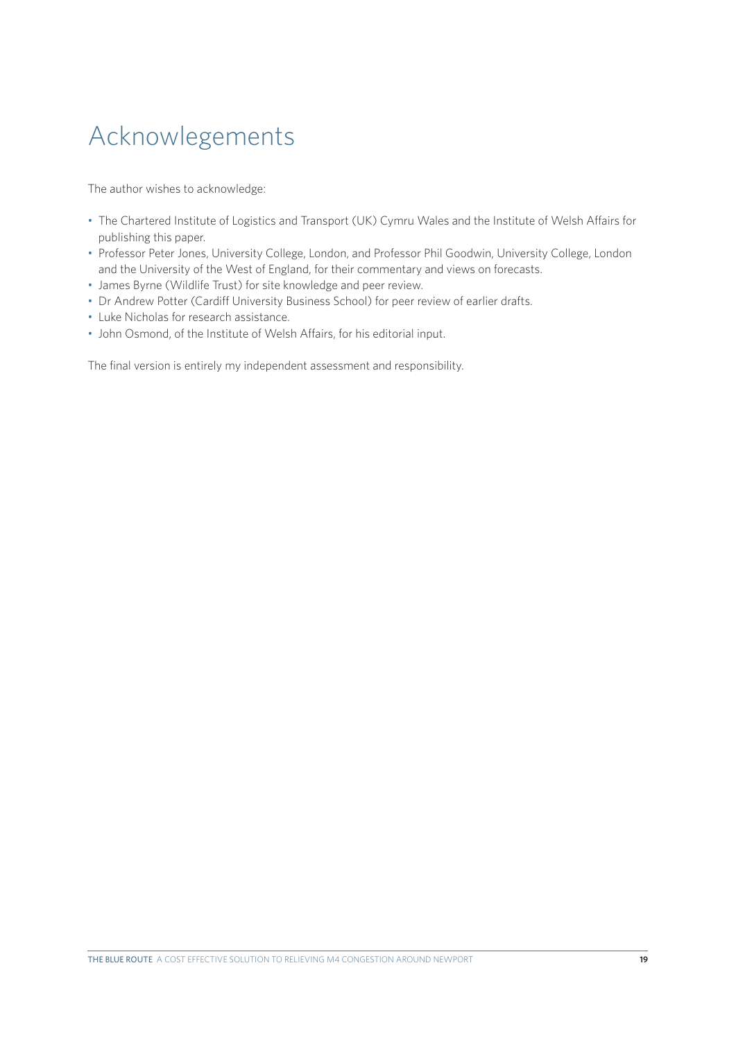# Acknowlegements

The author wishes to acknowledge:

- The Chartered Institute of Logistics and Transport (UK) Cymru Wales and the Institute of Welsh Affairs for publishing this paper.
- Professor Peter Jones, University College, London, and Professor Phil Goodwin, University College, London and the University of the West of England, for their commentary and views on forecasts.
- James Byrne (Wildlife Trust) for site knowledge and peer review.
- Dr Andrew Potter (Cardiff University Business School) for peer review of earlier drafts.
- Luke Nicholas for research assistance.
- John Osmond, of the Institute of Welsh Affairs, for his editorial input.

The final version is entirely my independent assessment and responsibility.